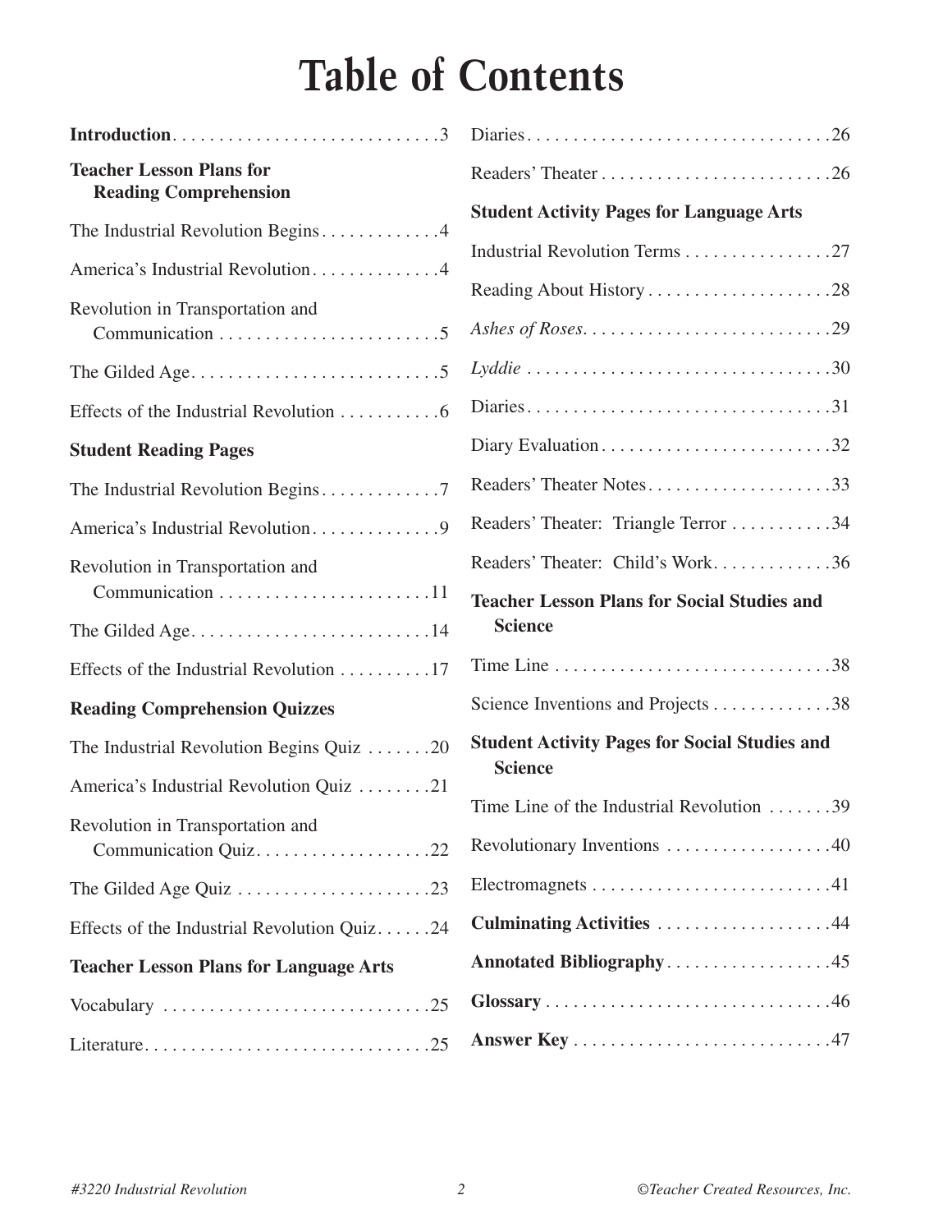# Table of Contents

**Introduction** . . . . . 3

**Teacher Lesson Plans for Reading Comprehension**

The Industrial Revolution Begins . . . . . 4

America's Industrial Revolution . . . . . 4

Revolution in Transportation and Communication . . . . . 5

The Gilded Age . . . . . 5

Effects of the Industrial Revolution . . . . . 6

**Student Reading Pages**

The Industrial Revolution Begins . . . . . 7

America's Industrial Revolution . . . . . 9

Revolution in Transportation and Communication . . . . . 11

The Gilded Age . . . . . 14

Effects of the Industrial Revolution . . . . . 17

**Reading Comprehension Quizzes**

The Industrial Revolution Begins Quiz . . . . . 20

America's Industrial Revolution Quiz . . . . . 21

Revolution in Transportation and Communication Quiz . . . . . 22

The Gilded Age Quiz . . . . . 23

Effects of the Industrial Revolution Quiz . . . . . 24

**Teacher Lesson Plans for Language Arts**

Vocabulary . . . . . 25

Literature . . . . . 25

Diaries . . . . . 26

Readers' Theater . . . . . 26

**Student Activity Pages for Language Arts**

Industrial Revolution Terms . . . . . 27

Reading About History . . . . . 28

*Ashes of Roses* . . . . . 29

*Lyddie* . . . . . 30

Diaries . . . . . 31

Diary Evaluation . . . . . 32

Readers' Theater Notes . . . . . 33

Readers' Theater: Triangle Terror . . . . . 34

Readers' Theater: Child's Work . . . . . 36

**Teacher Lesson Plans for Social Studies and Science**

Time Line . . . . . 38

Science Inventions and Projects . . . . . 38

**Student Activity Pages for Social Studies and Science**

Time Line of the Industrial Revolution . . . . . 39

Revolutionary Inventions . . . . . 40

Electromagnets . . . . . 41

**Culminating Activities** . . . . . 44

**Annotated Bibliography** . . . . . 45

**Glossary** . . . . . 46

**Answer Key** . . . . . 47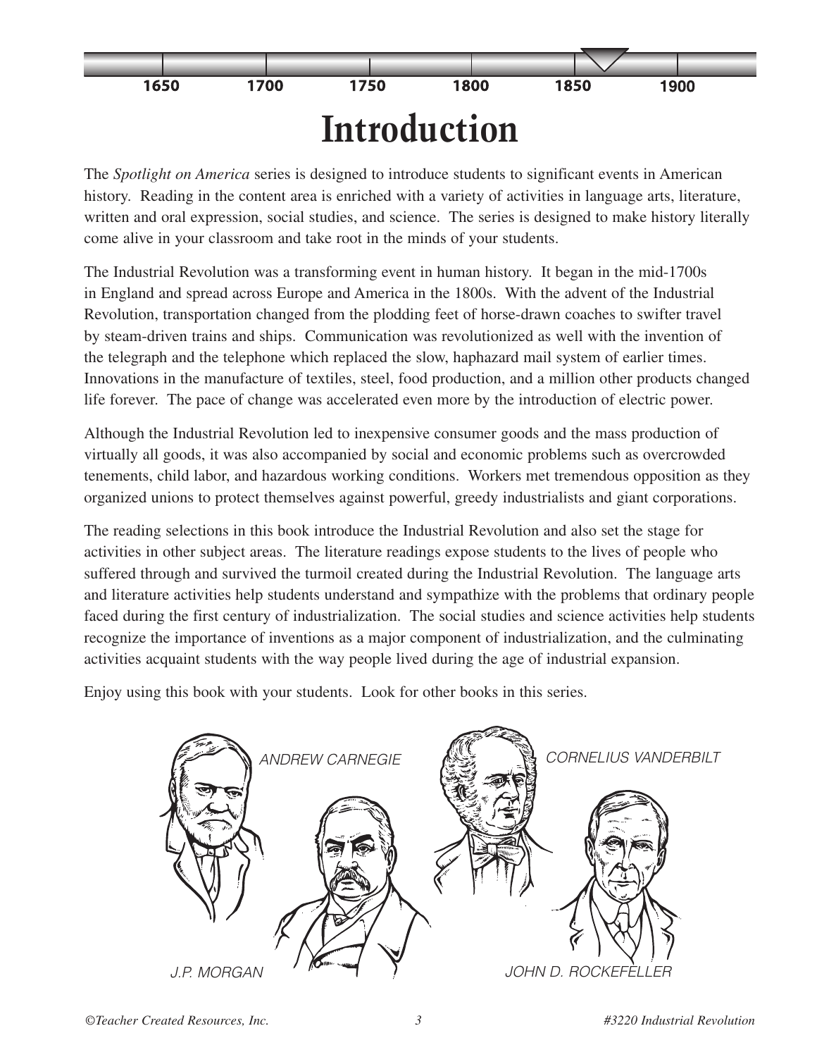1650 1700 1750 1800 1850 1900

# Introduction

The *Spotlight on America* series is designed to introduce students to significant events in American history. Reading in the content area is enriched with a variety of activities in language arts, literature, written and oral expression, social studies, and science. The series is designed to make history literally come alive in your classroom and take root in the minds of your students.

The Industrial Revolution was a transforming event in human history. It began in the mid-1700s in England and spread across Europe and America in the 1800s. With the advent of the Industrial Revolution, transportation changed from the plodding feet of horse-drawn coaches to swifter travel by steam-driven trains and ships. Communication was revolutionized as well with the invention of the telegraph and the telephone which replaced the slow, haphazard mail system of earlier times. Innovations in the manufacture of textiles, steel, food production, and a million other products changed life forever. The pace of change was accelerated even more by the introduction of electric power.

Although the Industrial Revolution led to inexpensive consumer goods and the mass production of virtually all goods, it was also accompanied by social and economic problems such as overcrowded tenements, child labor, and hazardous working conditions. Workers met tremendous opposition as they organized unions to protect themselves against powerful, greedy industrialists and giant corporations.

The reading selections in this book introduce the Industrial Revolution and also set the stage for activities in other subject areas. The literature readings expose students to the lives of people who suffered through and survived the turmoil created during the Industrial Revolution. The language arts and literature activities help students understand and sympathize with the problems that ordinary people faced during the first century of industrialization. The social studies and science activities help students recognize the importance of inventions as a major component of industrialization, and the culminating activities acquaint students with the way people lived during the age of industrial expansion.

Enjoy using this book with your students. Look for other books in this series.

*ANDREW CARNEGIE*

*CORNELIUS VANDERBILT*

*J.P. MORGAN*

*JOHN D. ROCKEFELLER*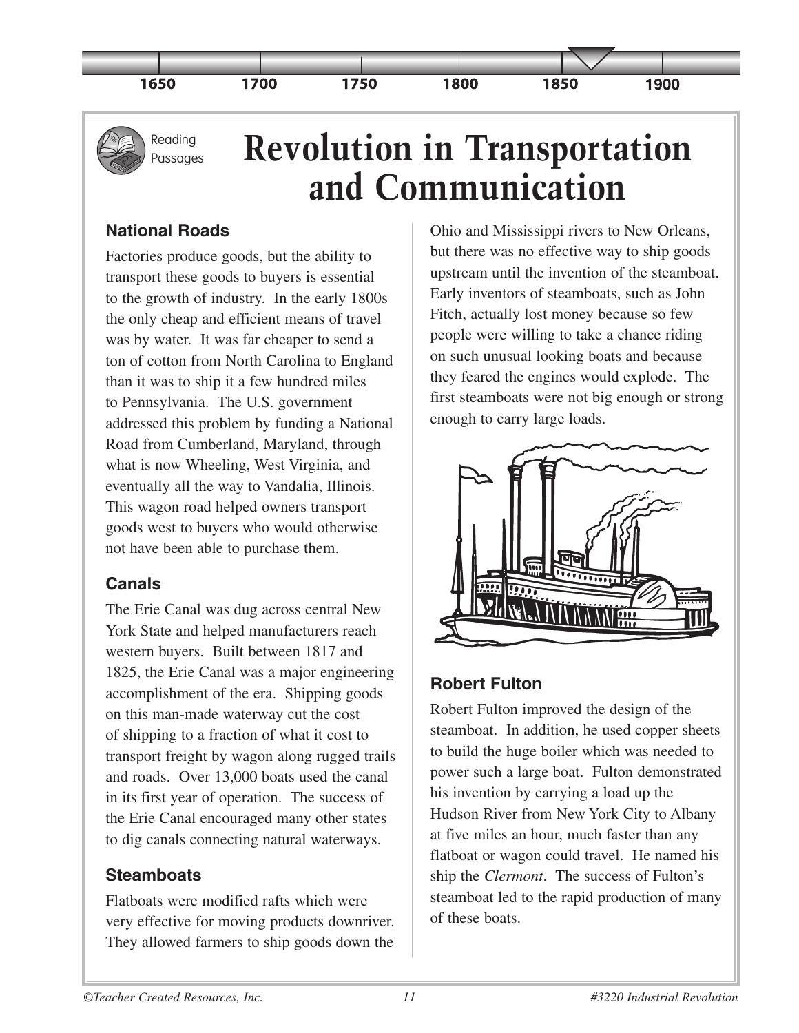1650 1700 1750 1800 1850 1900

Reading Passages

# Revolution in Transportation and Communication

### National Roads

Factories produce goods, but the ability to transport these goods to buyers is essential to the growth of industry. In the early 1800s the only cheap and efficient means of travel was by water. It was far cheaper to send a ton of cotton from North Carolina to England than it was to ship it a few hundred miles to Pennsylvania. The U.S. government addressed this problem by funding a National Road from Cumberland, Maryland, through what is now Wheeling, West Virginia, and eventually all the way to Vandalia, Illinois. This wagon road helped owners transport goods west to buyers who would otherwise not have been able to purchase them.

### Canals

The Erie Canal was dug across central New York State and helped manufacturers reach western buyers. Built between 1817 and 1825, the Erie Canal was a major engineering accomplishment of the era. Shipping goods on this man-made waterway cut the cost of shipping to a fraction of what it cost to transport freight by wagon along rugged trails and roads. Over 13,000 boats used the canal in its first year of operation. The success of the Erie Canal encouraged many other states to dig canals connecting natural waterways.

### Steamboats

Flatboats were modified rafts which were very effective for moving products downriver. They allowed farmers to ship goods down the Ohio and Mississippi rivers to New Orleans, but there was no effective way to ship goods upstream until the invention of the steamboat. Early inventors of steamboats, such as John Fitch, actually lost money because so few people were willing to take a chance riding on such unusual looking boats and because they feared the engines would explode. The first steamboats were not big enough or strong enough to carry large loads.

### Robert Fulton

Robert Fulton improved the design of the steamboat. In addition, he used copper sheets to build the huge boiler which was needed to power such a large boat. Fulton demonstrated his invention by carrying a load up the Hudson River from New York City to Albany at five miles an hour, much faster than any flatboat or wagon could travel. He named his ship the *Clermont*. The success of Fulton's steamboat led to the rapid production of many of these boats.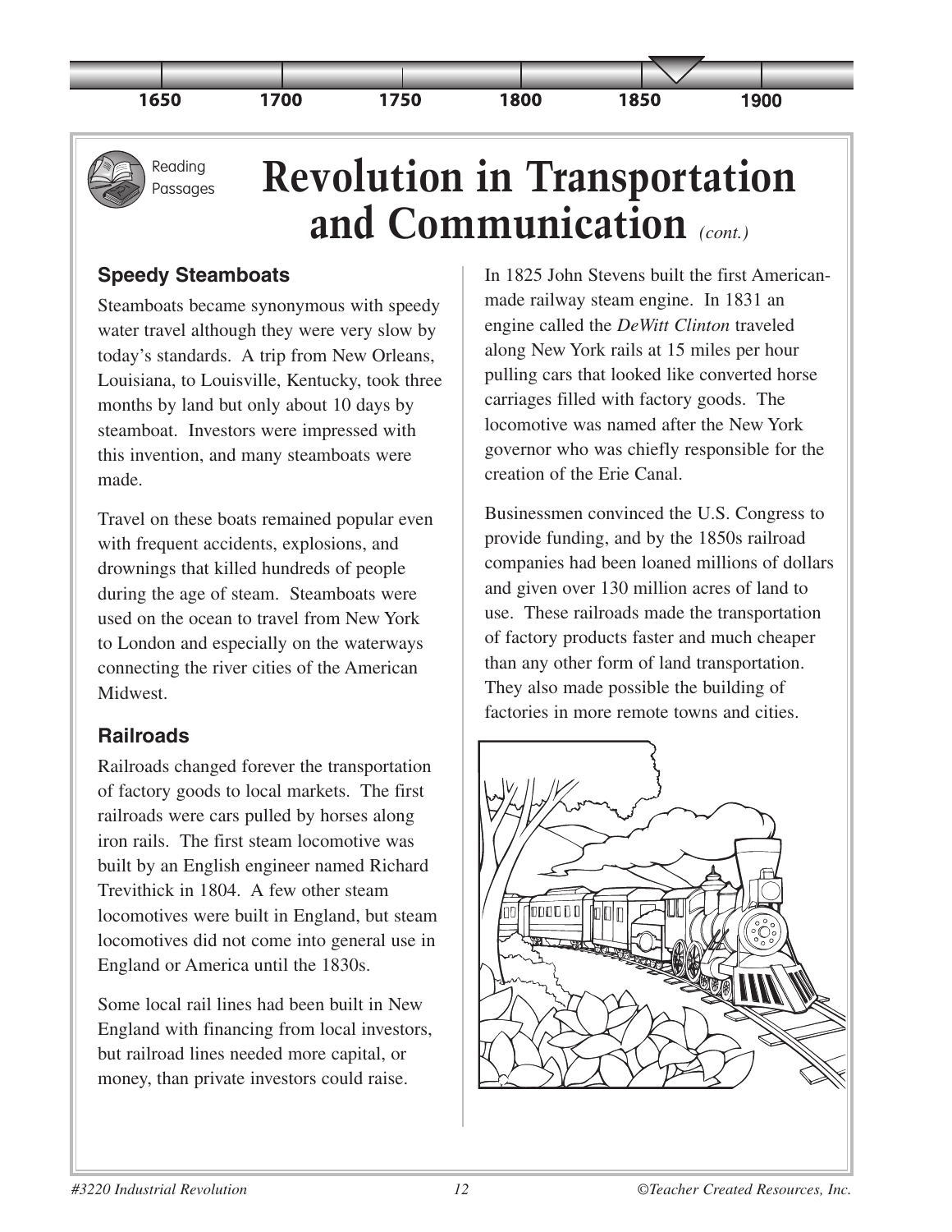# Revolution in Transportation and Communication *(cont.)*

## Speedy Steamboats

Steamboats became synonymous with speedy water travel although they were very slow by today's standards. A trip from New Orleans, Louisiana, to Louisville, Kentucky, took three months by land but only about 10 days by steamboat. Investors were impressed with this invention, and many steamboats were made.

Travel on these boats remained popular even with frequent accidents, explosions, and drownings that killed hundreds of people during the age of steam. Steamboats were used on the ocean to travel from New York to London and especially on the waterways connecting the river cities of the American Midwest.

## Railroads

Railroads changed forever the transportation of factory goods to local markets. The first railroads were cars pulled by horses along iron rails. The first steam locomotive was built by an English engineer named Richard Trevithick in 1804. A few other steam locomotives were built in England, but steam locomotives did not come into general use in England or America until the 1830s.

Some local rail lines had been built in New England with financing from local investors, but railroad lines needed more capital, or money, than private investors could raise.

In 1825 John Stevens built the first American-made railway steam engine. In 1831 an engine called the *DeWitt Clinton* traveled along New York rails at 15 miles per hour pulling cars that looked like converted horse carriages filled with factory goods. The locomotive was named after the New York governor who was chiefly responsible for the creation of the Erie Canal.

Businessmen convinced the U.S. Congress to provide funding, and by the 1850s railroad companies had been loaned millions of dollars and given over 130 million acres of land to use. These railroads made the transportation of factory products faster and much cheaper than any other form of land transportation. They also made possible the building of factories in more remote towns and cities.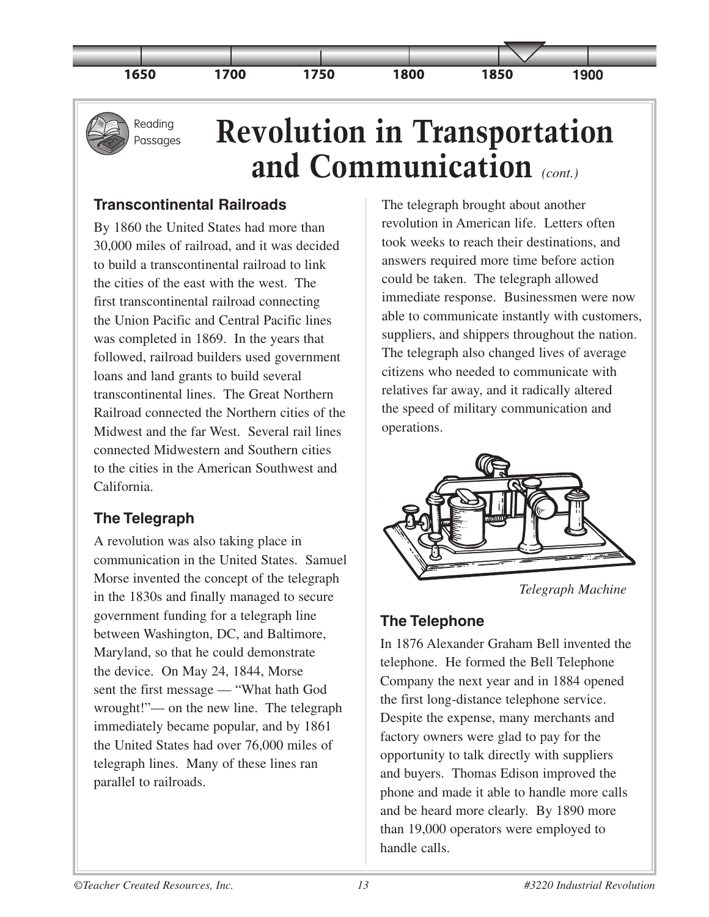# Revolution in Transportation and Communication *(cont.)*

### Transcontinental Railroads

By 1860 the United States had more than 30,000 miles of railroad, and it was decided to build a transcontinental railroad to link the cities of the east with the west. The first transcontinental railroad connecting the Union Pacific and Central Pacific lines was completed in 1869. In the years that followed, railroad builders used government loans and land grants to build several transcontinental lines. The Great Northern Railroad connected the Northern cities of the Midwest and the far West. Several rail lines connected Midwestern and Southern cities to the cities in the American Southwest and California.

### The Telegraph

A revolution was also taking place in communication in the United States. Samuel Morse invented the concept of the telegraph in the 1830s and finally managed to secure government funding for a telegraph line between Washington, DC, and Baltimore, Maryland, so that he could demonstrate the device. On May 24, 1844, Morse sent the first message — "What hath God wrought!"— on the new line. The telegraph immediately became popular, and by 1861 the United States had over 76,000 miles of telegraph lines. Many of these lines ran parallel to railroads.

The telegraph brought about another revolution in American life. Letters often took weeks to reach their destinations, and answers required more time before action could be taken. The telegraph allowed immediate response. Businessmen were now able to communicate instantly with customers, suppliers, and shippers throughout the nation. The telegraph also changed lives of average citizens who needed to communicate with relatives far away, and it radically altered the speed of military communication and operations.

*Telegraph Machine*

### The Telephone

In 1876 Alexander Graham Bell invented the telephone. He formed the Bell Telephone Company the next year and in 1884 opened the first long-distance telephone service. Despite the expense, many merchants and factory owners were glad to pay for the opportunity to talk directly with suppliers and buyers. Thomas Edison improved the phone and made it able to handle more calls and be heard more clearly. By 1890 more than 19,000 operators were employed to handle calls.